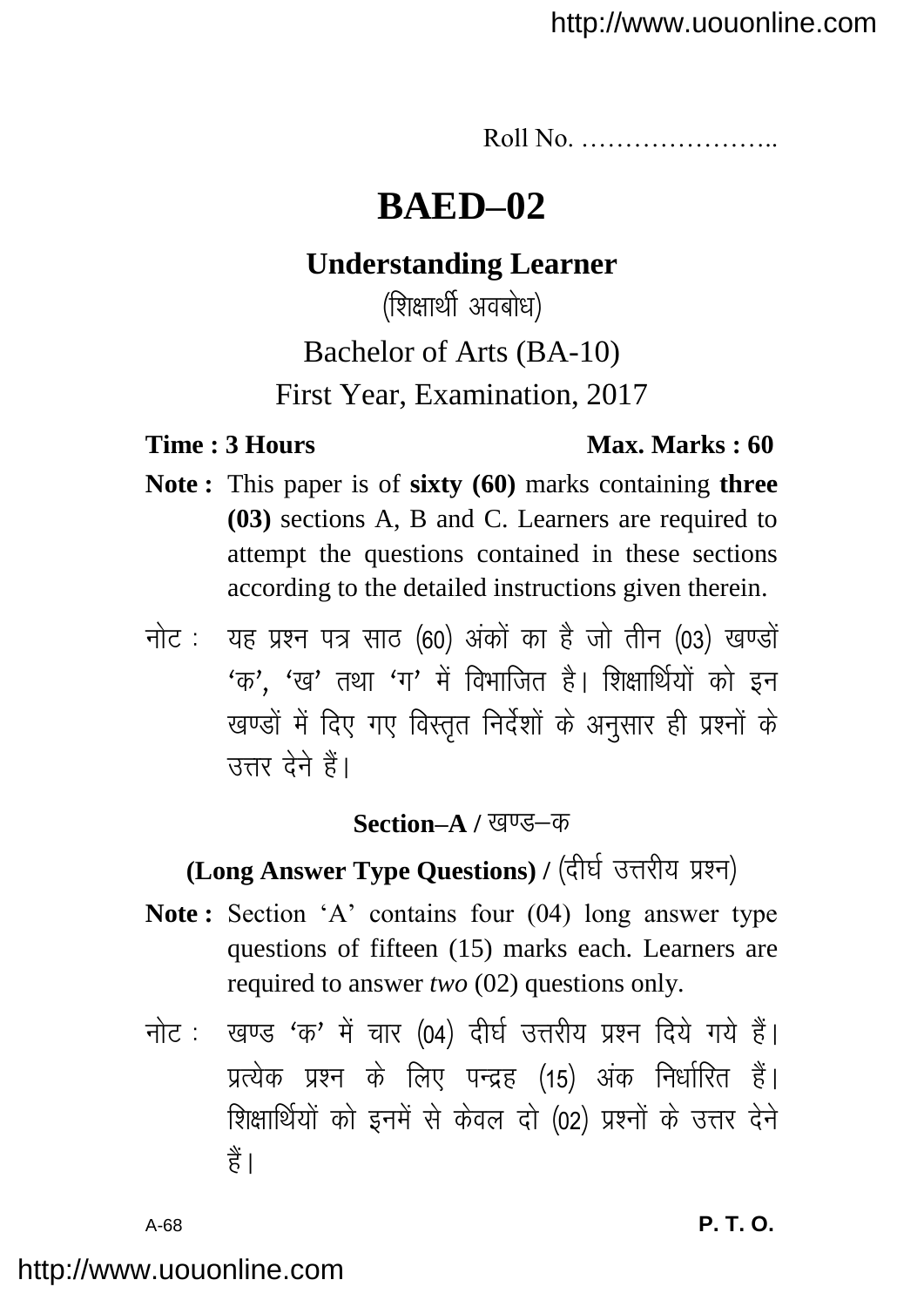Roll No. …………………..

# BAED–02

## Understanding Learner

(शिक्षार्थी अवबोध)

Bachelor of Arts (BA-10)

First Year, Examination, 2017

**Time : 3 Hours** **Max. Marks : 60**

**Note :** This paper is of **sixty (60)** marks containing **three (03)** sections A, B and C. Learners are required to attempt the questions contained in these sections according to the detailed instructions given therein.

नोट : यह प्रश्न पत्र साठ (60) अंकों का है जो तीन (03) खण्डों 'क', 'ख' तथा 'ग' में विभाजित है। शिक्षार्थियों को इन खण्डों में दिए गए विस्तृत निर्देशों के अनुसार ही प्रश्नों के उत्तर देने हैं।

### Section–A / खण्ड–क

**(Long Answer Type Questions) /** (दीर्घ उत्तरीय प्रश्न)

**Note :** Section 'A' contains four (04) long answer type questions of fifteen (15) marks each. Learners are required to answer *two* (02) questions only.

नोट : खण्ड 'क' में चार (04) दीर्घ उत्तरीय प्रश्न दिये गये हैं। प्रत्येक प्रश्न के लिए पन्द्रह (15) अंक निर्धारित हैं। शिक्षार्थियों को इनमें से केवल दो (02) प्रश्नों के उत्तर देने हैं।

A-68 **P. T. O.**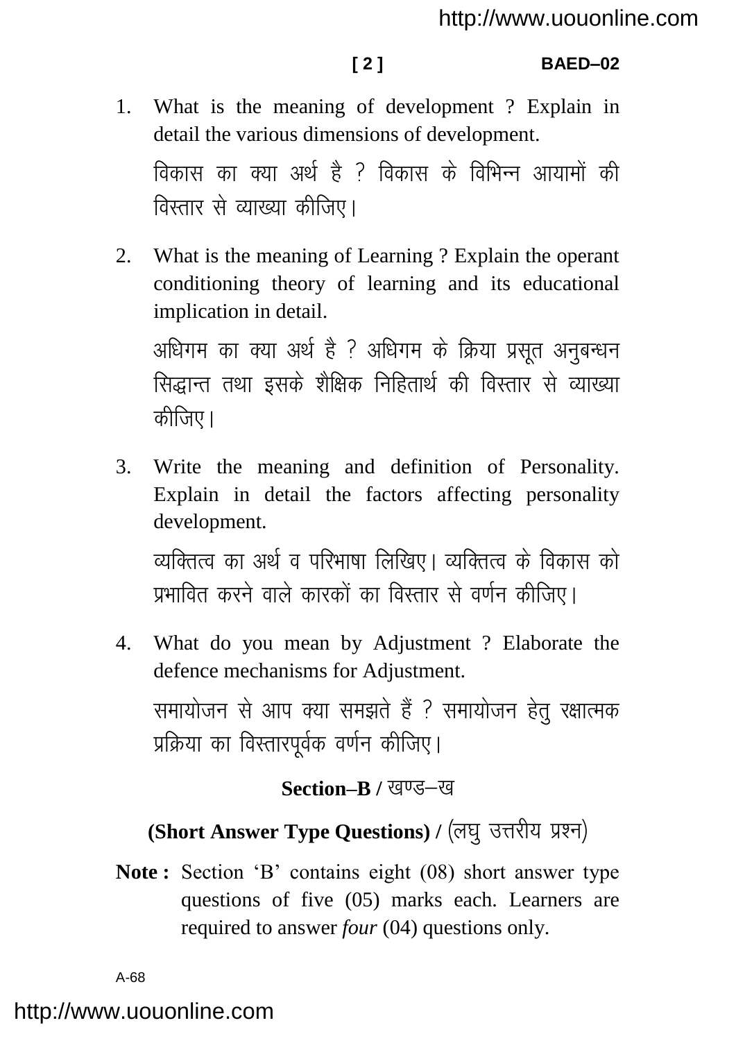1. What is the meaning of development ? Explain in detail the various dimensions of development.

   विकास का क्या अर्थ है ? विकास के विभिन्न आयामों की विस्तार से व्याख्या कीजिए।

2. What is the meaning of Learning ? Explain the operant conditioning theory of learning and its educational implication in detail.

   अधिगम का क्या अर्थ है ? अधिगम के क्रिया प्रसूत अनुबन्धन सिद्धान्त तथा इसके शैक्षिक निहितार्थ की विस्तार से व्याख्या कीजिए।

3. Write the meaning and definition of Personality. Explain in detail the factors affecting personality development.

   व्यक्तित्व का अर्थ व परिभाषा लिखिए। व्यक्तित्व के विकास को प्रभावित करने वाले कारकों का विस्तार से वर्णन कीजिए।

4. What do you mean by Adjustment ? Elaborate the defence mechanisms for Adjustment.

   समायोजन से आप क्या समझते हैं ? समायोजन हेतु रक्षात्मक प्रक्रिया का विस्तारपूर्वक वर्णन कीजिए।

## Section–B / खण्ड–ख

### (Short Answer Type Questions) / (लघु उत्तरीय प्रश्न)

**Note :** Section 'B' contains eight (08) short answer type questions of five (05) marks each. Learners are required to answer *four* (04) questions only.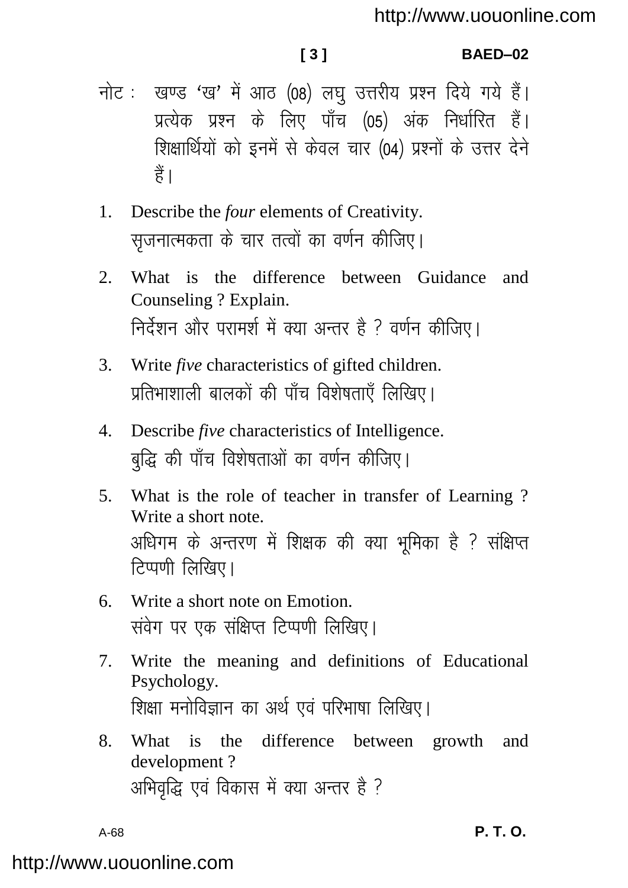नोट : खण्ड 'ख' में आठ (08) लघु उत्तरीय प्रश्न दिये गये हैं। प्रत्येक प्रश्न के लिए पाँच (05) अंक निर्धारित हैं। शिक्षार्थियों को इनमें से केवल चार (04) प्रश्नों के उत्तर देने हैं।

1. Describe the *four* elements of Creativity.
   सृजनात्मकता के चार तत्वों का वर्णन कीजिए।

2. What is the difference between Guidance and Counseling ? Explain.
   निर्देशन और परामर्श में क्या अन्तर है ? वर्णन कीजिए।

3. Write *five* characteristics of gifted children.
   प्रतिभाशाली बालकों की पाँच विशेषताएँ लिखिए।

4. Describe *five* characteristics of Intelligence.
   बुद्धि की पाँच विशेषताओं का वर्णन कीजिए।

5. What is the role of teacher in transfer of Learning ? Write a short note.
   अधिगम के अन्तरण में शिक्षक की क्या भूमिका है ? संक्षिप्त टिप्पणी लिखिए।

6. Write a short note on Emotion.
   संवेग पर एक संक्षिप्त टिप्पणी लिखिए।

7. Write the meaning and definitions of Educational Psychology.
   शिक्षा मनोविज्ञान का अर्थ एवं परिभाषा लिखिए।

8. What is the difference between growth and development ?
   अभिवृद्धि एवं विकास में क्या अन्तर है ?

P. T. O.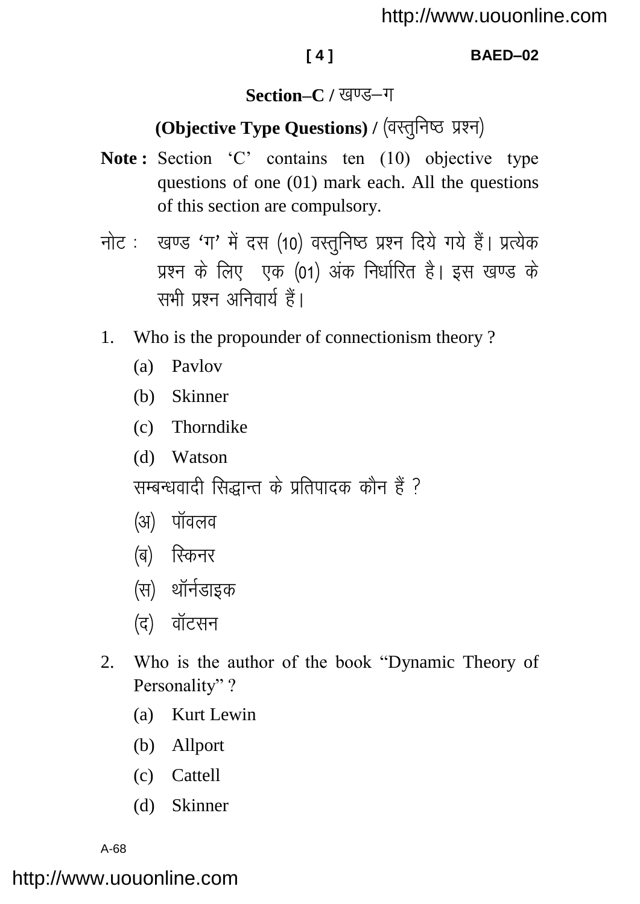## Section–C / खण्ड–ग

### (Objective Type Questions) / (वस्तुनिष्ठ प्रश्न)

**Note :** Section 'C' contains ten (10) objective type questions of one (01) mark each. All the questions of this section are compulsory.

नोट : खण्ड 'ग' में दस (10) वस्तुनिष्ठ प्रश्न दिये गये हैं। प्रत्येक प्रश्न के लिए एक (01) अंक निर्धारित है। इस खण्ड के सभी प्रश्न अनिवार्य हैं।

1. Who is the propounder of connectionism theory ?

   (a) Pavlov

   (b) Skinner

   (c) Thorndike

   (d) Watson

   सम्बन्धवादी सिद्धान्त के प्रतिपादक कौन हैं ?

   (अ) पॉवलव

   (ब) स्किनर

   (स) थॉर्नडाइक

   (द) वॉटसन

2. Who is the author of the book "Dynamic Theory of Personality" ?

   (a) Kurt Lewin

   (b) Allport

   (c) Cattell

   (d) Skinner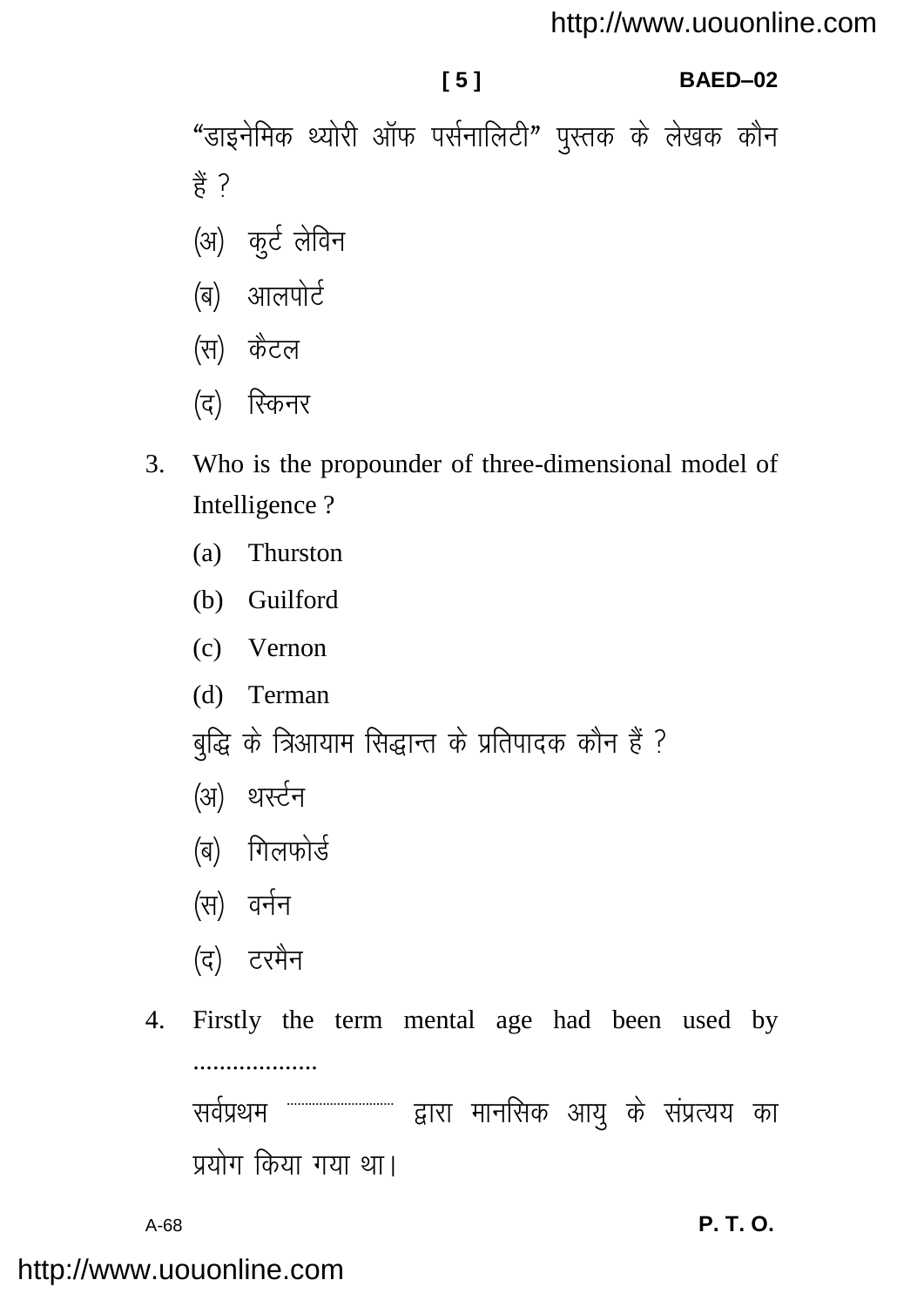"डाइनेमिक थ्योरी ऑफ पर्सनालिटी" पुस्तक के लेखक कौन हैं ?

(अ) कुर्ट लेविन

(ब) आलपोर्ट

(स) कैटल

(द) स्किनर

3. Who is the propounder of three-dimensional model of Intelligence ?

   (a) Thurston

   (b) Guilford

   (c) Vernon

   (d) Terman

   बुद्धि के त्रिआयाम सिद्धान्त के प्रतिपादक कौन हैं ?

   (अ) थर्स्टन

   (ब) गिलफोर्ड

   (स) वर्नन

   (द) टरमैन

4. Firstly the term mental age had been used by ...................

   सर्वप्रथम .............................. द्वारा मानसिक आयु के संप्रत्यय का प्रयोग किया गया था।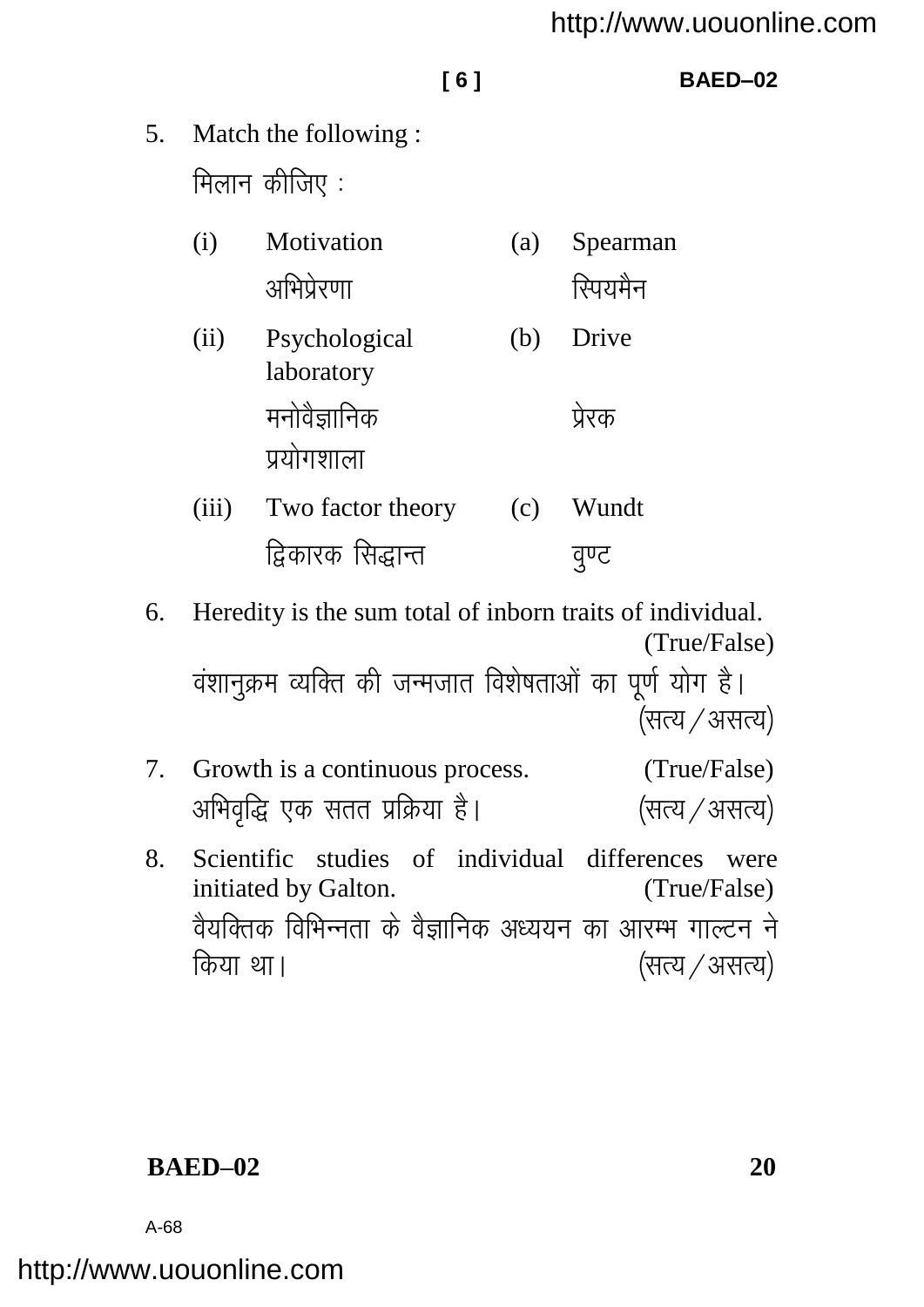5. Match the following :

   मिलान कीजिए :

| | | | |
|---|---|---|---|
| (i) | Motivation<br>अभिप्रेरणा | (a) | Spearman<br>स्पियमैन |
| (ii) | Psychological laboratory<br>मनोवैज्ञानिक प्रयोगशाला | (b) | Drive<br>प्रेरक |
| (iii) | Two factor theory<br>द्विकारक सिद्धान्त | (c) | Wundt<br>वुण्ट |

6. Heredity is the sum total of inborn traits of individual. (True/False)

   वंशानुक्रम व्यक्ति की जन्मजात विशेषताओं का पूर्ण योग है। (सत्य/असत्य)

7. Growth is a continuous process. (True/False)

   अभिवृद्धि एक सतत प्रक्रिया है। (सत्य/असत्य)

8. Scientific studies of individual differences were initiated by Galton. (True/False)

   वैयक्तिक विभिन्नता के वैज्ञानिक अध्ययन का आरम्भ गाल्टन ने किया था। (सत्य/असत्य)

**BAED–02** **20**

A-68